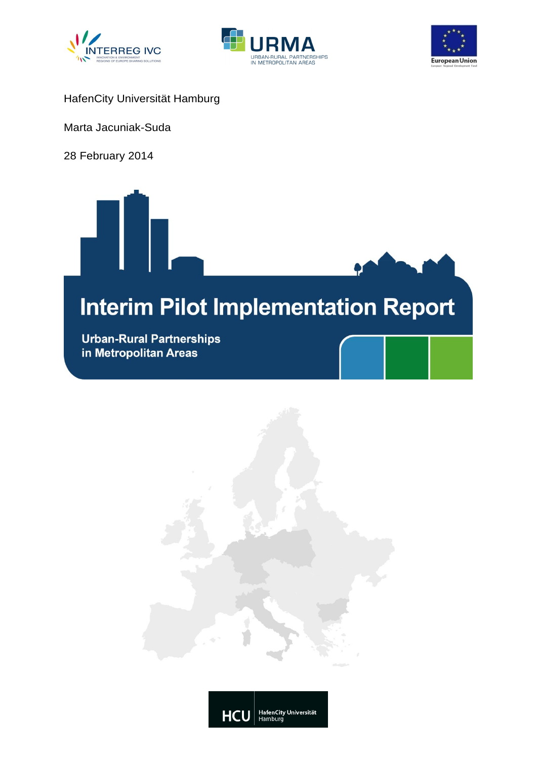HafenCity Universität Hamburg

Marta Jacuniak-Suda

28 February 2014

# Interim Pilot Implementation Report

**Urban-Rural Partnerships in Metropolitan Areas**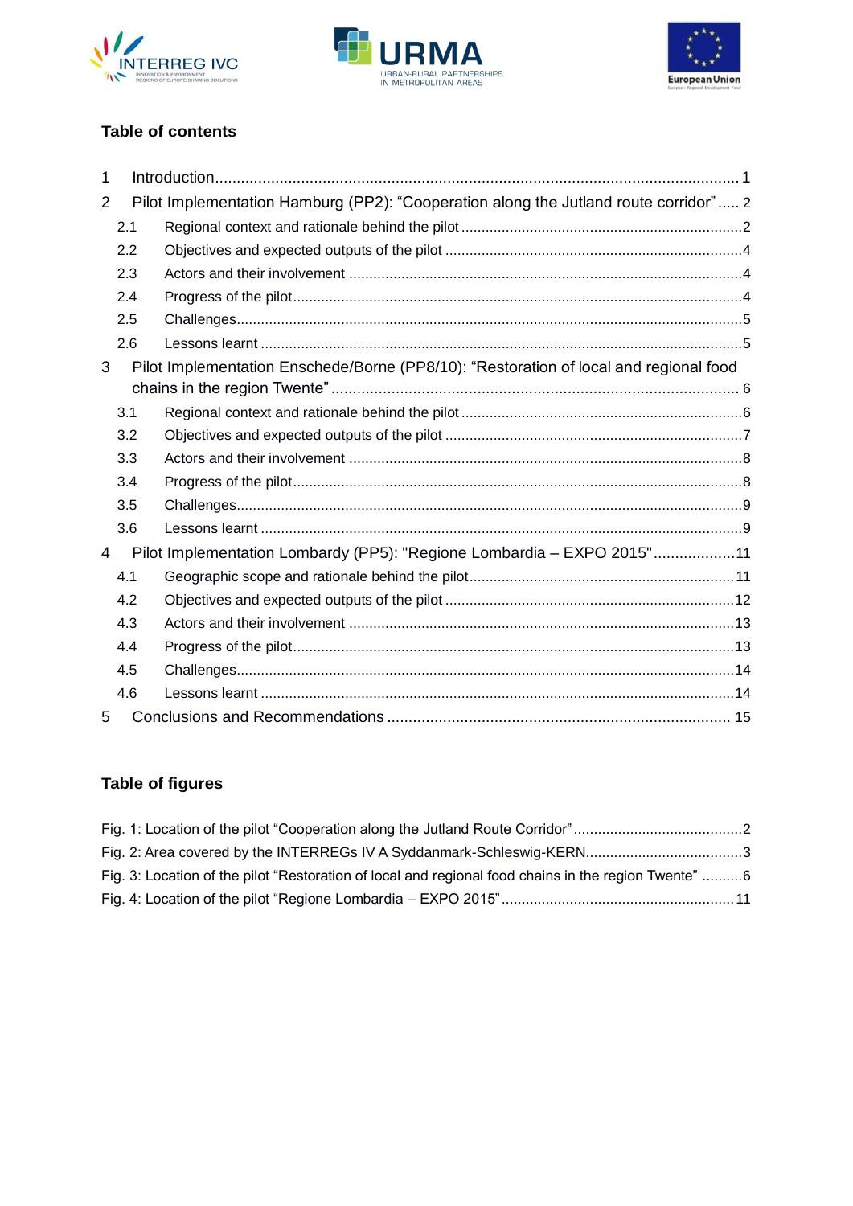## Table of contents

1 Introduction ........................................................................................................................ 1

2 Pilot Implementation Hamburg (PP2): “Cooperation along the Jutland route corridor” ..... 2

- 2.1 Regional context and rationale behind the pilot ..................................................................... 2
- 2.2 Objectives and expected outputs of the pilot ......................................................................... 4
- 2.3 Actors and their involvement ................................................................................................. 4
- 2.4 Progress of the pilot ............................................................................................................... 4
- 2.5 Challenges ............................................................................................................................. 5
- 2.6 Lessons learnt ....................................................................................................................... 5

3 Pilot Implementation Enschede/Borne (PP8/10): “Restoration of local and regional food chains in the region Twente” ............................................................................................... 6

- 3.1 Regional context and rationale behind the pilot ..................................................................... 6
- 3.2 Objectives and expected outputs of the pilot ......................................................................... 7
- 3.3 Actors and their involvement ................................................................................................. 8
- 3.4 Progress of the pilot ............................................................................................................... 8
- 3.5 Challenges ............................................................................................................................. 9
- 3.6 Lessons learnt ....................................................................................................................... 9

4 Pilot Implementation Lombardy (PP5): "Regione Lombardia – EXPO 2015" ................... 11

- 4.1 Geographic scope and rationale behind the pilot ................................................................. 11
- 4.2 Objectives and expected outputs of the pilot ....................................................................... 12
- 4.3 Actors and their involvement ............................................................................................... 13
- 4.4 Progress of the pilot ............................................................................................................. 13
- 4.5 Challenges ........................................................................................................................... 14
- 4.6 Lessons learnt ..................................................................................................................... 14

5 Conclusions and Recommendations ............................................................................... 15

## Table of figures

Fig. 1: Location of the pilot “Cooperation along the Jutland Route Corridor” .......................................... 2

Fig. 2: Area covered by the INTERREGs IV A Syddanmark-Schleswig-KERN ....................................... 3

Fig. 3: Location of the pilot “Restoration of local and regional food chains in the region Twente” .......... 6

Fig. 4: Location of the pilot “Regione Lombardia – EXPO 2015” .......................................................... 11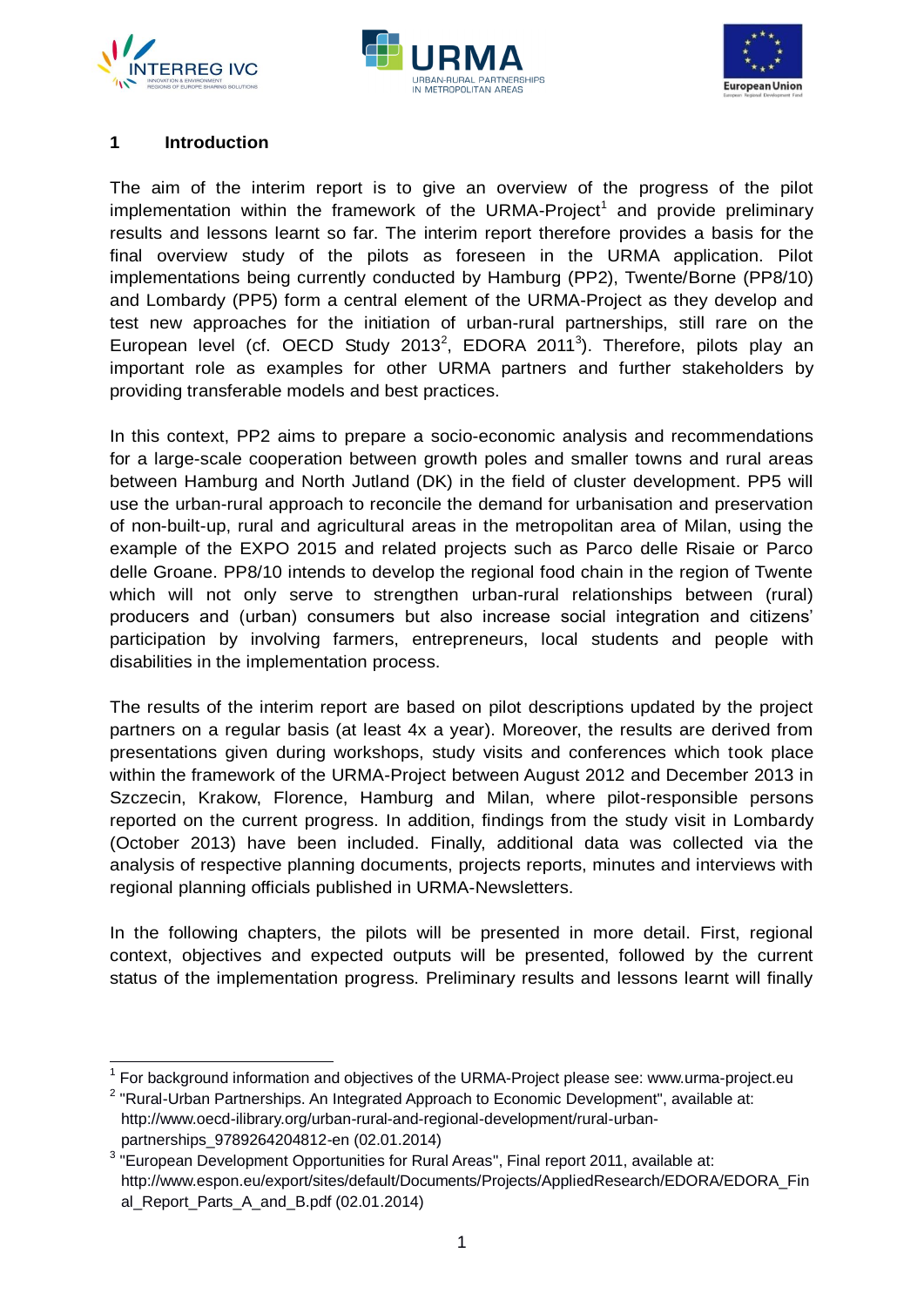# 1 Introduction

The aim of the interim report is to give an overview of the progress of the pilot implementation within the framework of the URMA-Project[1] and provide preliminary results and lessons learnt so far. The interim report therefore provides a basis for the final overview study of the pilots as foreseen in the URMA application. Pilot implementations being currently conducted by Hamburg (PP2), Twente/Borne (PP8/10) and Lombardy (PP5) form a central element of the URMA-Project as they develop and test new approaches for the initiation of urban-rural partnerships, still rare on the European level (cf. OECD Study 2013[2], EDORA 2011[3]). Therefore, pilots play an important role as examples for other URMA partners and further stakeholders by providing transferable models and best practices.

In this context, PP2 aims to prepare a socio-economic analysis and recommendations for a large-scale cooperation between growth poles and smaller towns and rural areas between Hamburg and North Jutland (DK) in the field of cluster development. PP5 will use the urban-rural approach to reconcile the demand for urbanisation and preservation of non-built-up, rural and agricultural areas in the metropolitan area of Milan, using the example of the EXPO 2015 and related projects such as Parco delle Risaie or Parco delle Groane. PP8/10 intends to develop the regional food chain in the region of Twente which will not only serve to strengthen urban-rural relationships between (rural) producers and (urban) consumers but also increase social integration and citizens' participation by involving farmers, entrepreneurs, local students and people with disabilities in the implementation process.

The results of the interim report are based on pilot descriptions updated by the project partners on a regular basis (at least 4x a year). Moreover, the results are derived from presentations given during workshops, study visits and conferences which took place within the framework of the URMA-Project between August 2012 and December 2013 in Szczecin, Krakow, Florence, Hamburg and Milan, where pilot-responsible persons reported on the current progress. In addition, findings from the study visit in Lombardy (October 2013) have been included. Finally, additional data was collected via the analysis of respective planning documents, projects reports, minutes and interviews with regional planning officials published in URMA-Newsletters.

In the following chapters, the pilots will be presented in more detail. First, regional context, objectives and expected outputs will be presented, followed by the current status of the implementation progress. Preliminary results and lessons learnt will finally

---

[1] For background information and objectives of the URMA-Project please see: www.urma-project.eu

[2] "Rural-Urban Partnerships. An Integrated Approach to Economic Development", available at: http://www.oecd-ilibrary.org/urban-rural-and-regional-development/rural-urban-partnerships_9789264204812-en (02.01.2014)

[3] "European Development Opportunities for Rural Areas", Final report 2011, available at: http://www.espon.eu/export/sites/default/Documents/Projects/AppliedResearch/EDORA/EDORA_Final_Report_Parts_A_and_B.pdf (02.01.2014)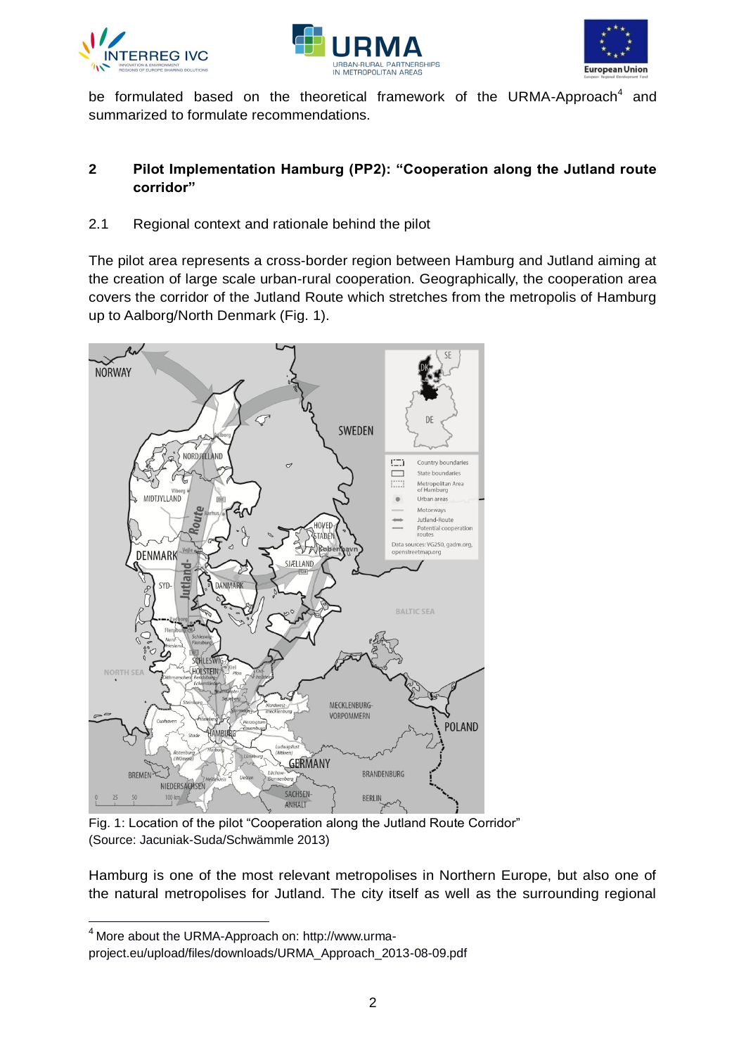be formulated based on the theoretical framework of the URMA-Approach[4] and summarized to formulate recommendations.

## 2 Pilot Implementation Hamburg (PP2): "Cooperation along the Jutland route corridor"

### 2.1 Regional context and rationale behind the pilot

The pilot area represents a cross-border region between Hamburg and Jutland aiming at the creation of large scale urban-rural cooperation. Geographically, the cooperation area covers the corridor of the Jutland Route which stretches from the metropolis of Hamburg up to Aalborg/North Denmark (Fig. 1).

Fig. 1: Location of the pilot "Cooperation along the Jutland Route Corridor" (Source: Jacuniak-Suda/Schwämmle 2013)

Hamburg is one of the most relevant metropolises in Northern Europe, but also one of the natural metropolises for Jutland. The city itself as well as the surrounding regional

[4] More about the URMA-Approach on: http://www.urma-project.eu/upload/files/downloads/URMA_Approach_2013-08-09.pdf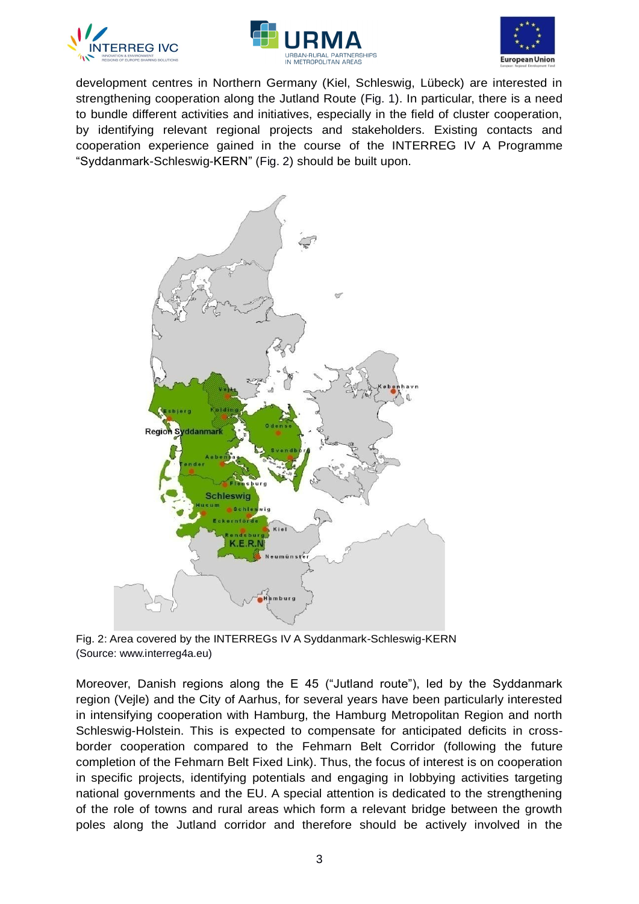development centres in Northern Germany (Kiel, Schleswig, Lübeck) are interested in strengthening cooperation along the Jutland Route (Fig. 1). In particular, there is a need to bundle different activities and initiatives, especially in the field of cluster cooperation, by identifying relevant regional projects and stakeholders. Existing contacts and cooperation experience gained in the course of the INTERREG IV A Programme "Syddanmark-Schleswig-KERN" (Fig. 2) should be built upon.

Fig. 2: Area covered by the INTERREGs IV A Syddanmark-Schleswig-KERN (Source: www.interreg4a.eu)

Moreover, Danish regions along the E 45 ("Jutland route"), led by the Syddanmark region (Vejle) and the City of Aarhus, for several years have been particularly interested in intensifying cooperation with Hamburg, the Hamburg Metropolitan Region and north Schleswig-Holstein. This is expected to compensate for anticipated deficits in cross-border cooperation compared to the Fehmarn Belt Corridor (following the future completion of the Fehmarn Belt Fixed Link). Thus, the focus of interest is on cooperation in specific projects, identifying potentials and engaging in lobbying activities targeting national governments and the EU. A special attention is dedicated to the strengthening of the role of towns and rural areas which form a relevant bridge between the growth poles along the Jutland corridor and therefore should be actively involved in the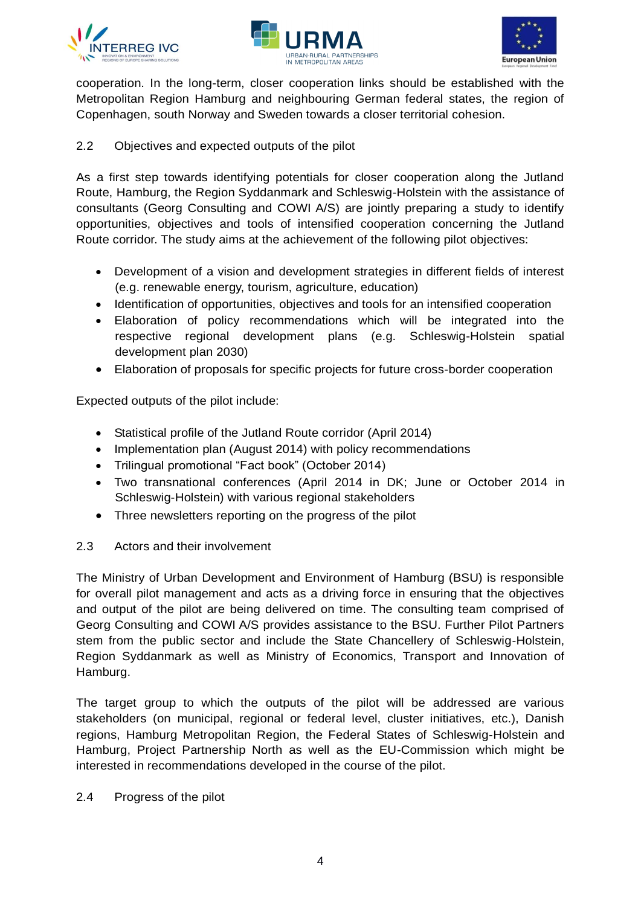cooperation. In the long-term, closer cooperation links should be established with the Metropolitan Region Hamburg and neighbouring German federal states, the region of Copenhagen, south Norway and Sweden towards a closer territorial cohesion.

### 2.2 Objectives and expected outputs of the pilot

As a first step towards identifying potentials for closer cooperation along the Jutland Route, Hamburg, the Region Syddanmark and Schleswig-Holstein with the assistance of consultants (Georg Consulting and COWI A/S) are jointly preparing a study to identify opportunities, objectives and tools of intensified cooperation concerning the Jutland Route corridor. The study aims at the achievement of the following pilot objectives:

- Development of a vision and development strategies in different fields of interest (e.g. renewable energy, tourism, agriculture, education)
- Identification of opportunities, objectives and tools for an intensified cooperation
- Elaboration of policy recommendations which will be integrated into the respective regional development plans (e.g. Schleswig-Holstein spatial development plan 2030)
- Elaboration of proposals for specific projects for future cross-border cooperation

Expected outputs of the pilot include:

- Statistical profile of the Jutland Route corridor (April 2014)
- Implementation plan (August 2014) with policy recommendations
- Trilingual promotional "Fact book" (October 2014)
- Two transnational conferences (April 2014 in DK; June or October 2014 in Schleswig-Holstein) with various regional stakeholders
- Three newsletters reporting on the progress of the pilot

### 2.3 Actors and their involvement

The Ministry of Urban Development and Environment of Hamburg (BSU) is responsible for overall pilot management and acts as a driving force in ensuring that the objectives and output of the pilot are being delivered on time. The consulting team comprised of Georg Consulting and COWI A/S provides assistance to the BSU. Further Pilot Partners stem from the public sector and include the State Chancellery of Schleswig-Holstein, Region Syddanmark as well as Ministry of Economics, Transport and Innovation of Hamburg.

The target group to which the outputs of the pilot will be addressed are various stakeholders (on municipal, regional or federal level, cluster initiatives, etc.), Danish regions, Hamburg Metropolitan Region, the Federal States of Schleswig-Holstein and Hamburg, Project Partnership North as well as the EU-Commission which might be interested in recommendations developed in the course of the pilot.

### 2.4 Progress of the pilot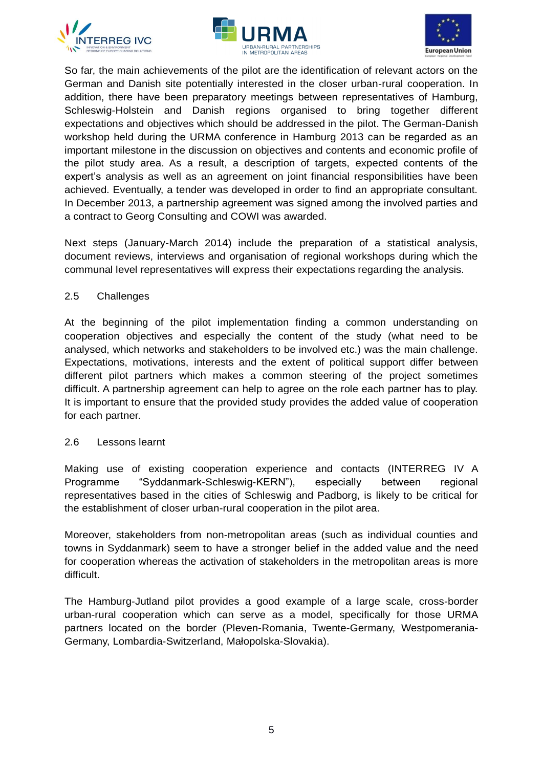So far, the main achievements of the pilot are the identification of relevant actors on the German and Danish site potentially interested in the closer urban-rural cooperation. In addition, there have been preparatory meetings between representatives of Hamburg, Schleswig-Holstein and Danish regions organised to bring together different expectations and objectives which should be addressed in the pilot. The German-Danish workshop held during the URMA conference in Hamburg 2013 can be regarded as an important milestone in the discussion on objectives and contents and economic profile of the pilot study area. As a result, a description of targets, expected contents of the expert's analysis as well as an agreement on joint financial responsibilities have been achieved. Eventually, a tender was developed in order to find an appropriate consultant. In December 2013, a partnership agreement was signed among the involved parties and a contract to Georg Consulting and COWI was awarded.

Next steps (January-March 2014) include the preparation of a statistical analysis, document reviews, interviews and organisation of regional workshops during which the communal level representatives will express their expectations regarding the analysis.

### 2.5 Challenges

At the beginning of the pilot implementation finding a common understanding on cooperation objectives and especially the content of the study (what need to be analysed, which networks and stakeholders to be involved etc.) was the main challenge. Expectations, motivations, interests and the extent of political support differ between different pilot partners which makes a common steering of the project sometimes difficult. A partnership agreement can help to agree on the role each partner has to play. It is important to ensure that the provided study provides the added value of cooperation for each partner.

### 2.6 Lessons learnt

Making use of existing cooperation experience and contacts (INTERREG IV A Programme "Syddanmark-Schleswig-KERN"), especially between regional representatives based in the cities of Schleswig and Padborg, is likely to be critical for the establishment of closer urban-rural cooperation in the pilot area.

Moreover, stakeholders from non-metropolitan areas (such as individual counties and towns in Syddanmark) seem to have a stronger belief in the added value and the need for cooperation whereas the activation of stakeholders in the metropolitan areas is more difficult.

The Hamburg-Jutland pilot provides a good example of a large scale, cross-border urban-rural cooperation which can serve as a model, specifically for those URMA partners located on the border (Pleven-Romania, Twente-Germany, Westpomerania-Germany, Lombardia-Switzerland, Małopolska-Slovakia).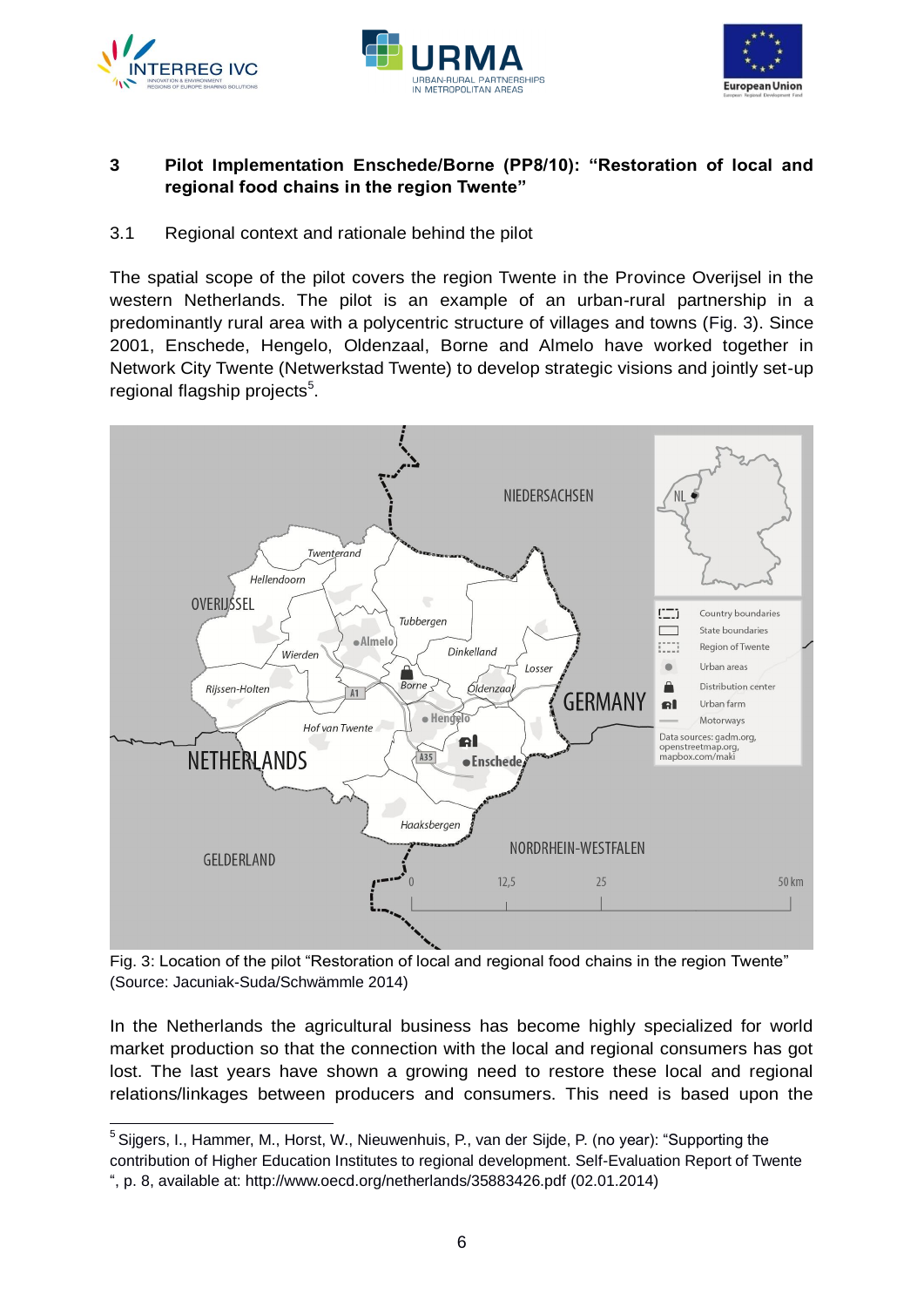## 3 Pilot Implementation Enschede/Borne (PP8/10): "Restoration of local and regional food chains in the region Twente"

### 3.1 Regional context and rationale behind the pilot

The spatial scope of the pilot covers the region Twente in the Province Overijsel in the western Netherlands. The pilot is an example of an urban-rural partnership in a predominantly rural area with a polycentric structure of villages and towns (Fig. 3). Since 2001, Enschede, Hengelo, Oldenzaal, Borne and Almelo have worked together in Network City Twente (Netwerkstad Twente) to develop strategic visions and jointly set-up regional flagship projects[5].

Fig. 3: Location of the pilot "Restoration of local and regional food chains in the region Twente" (Source: Jacuniak-Suda/Schwämmle 2014)

In the Netherlands the agricultural business has become highly specialized for world market production so that the connection with the local and regional consumers has got lost. The last years have shown a growing need to restore these local and regional relations/linkages between producers and consumers. This need is based upon the

[5] Sijgers, I., Hammer, M., Horst, W., Nieuwenhuis, P., van der Sijde, P. (no year): "Supporting the contribution of Higher Education Institutes to regional development. Self-Evaluation Report of Twente ", p. 8, available at: http://www.oecd.org/netherlands/35883426.pdf (02.01.2014)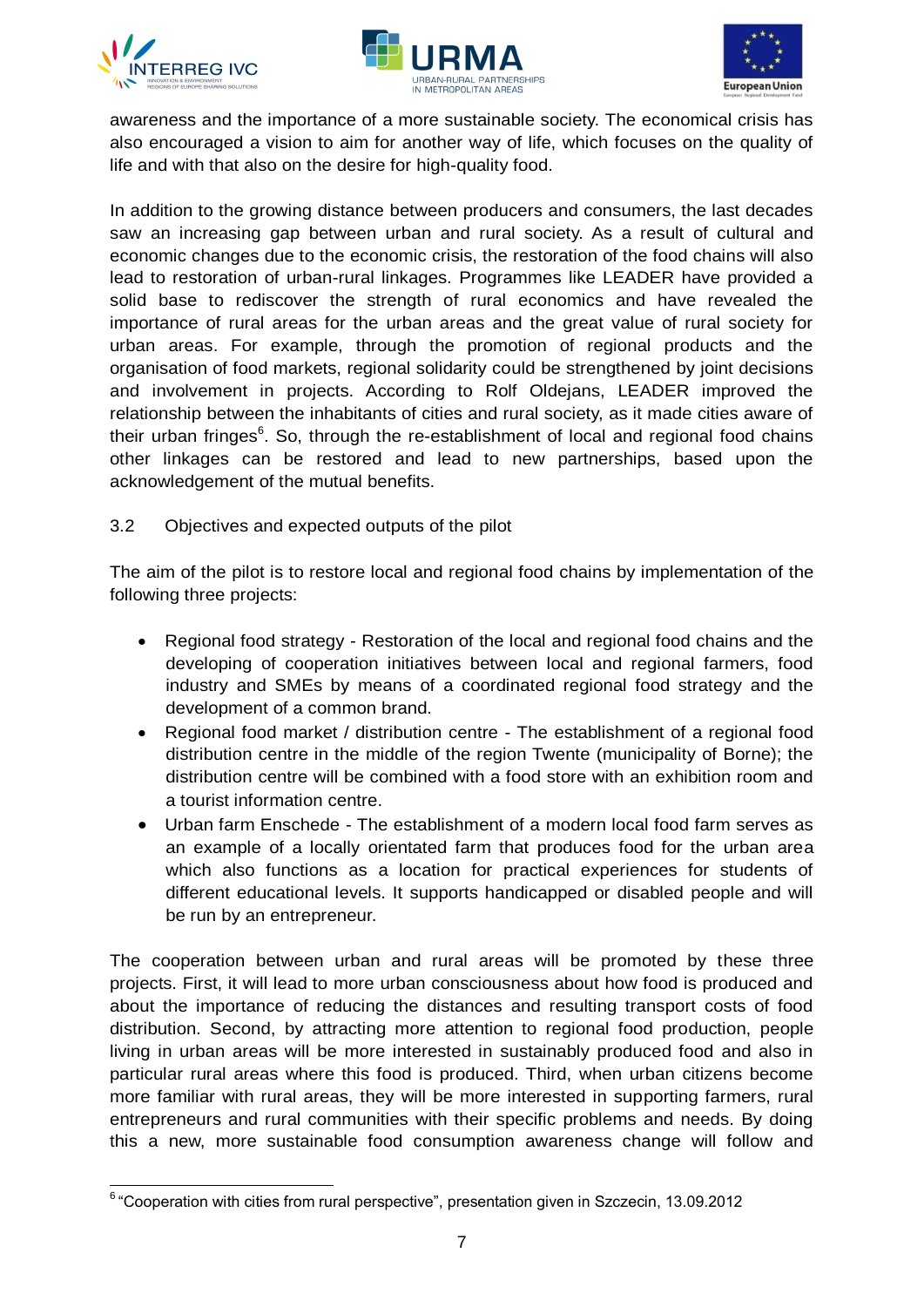awareness and the importance of a more sustainable society. The economical crisis has also encouraged a vision to aim for another way of life, which focuses on the quality of life and with that also on the desire for high-quality food.

In addition to the growing distance between producers and consumers, the last decades saw an increasing gap between urban and rural society. As a result of cultural and economic changes due to the economic crisis, the restoration of the food chains will also lead to restoration of urban-rural linkages. Programmes like LEADER have provided a solid base to rediscover the strength of rural economics and have revealed the importance of rural areas for the urban areas and the great value of rural society for urban areas. For example, through the promotion of regional products and the organisation of food markets, regional solidarity could be strengthened by joint decisions and involvement in projects. According to Rolf Oldejans, LEADER improved the relationship between the inhabitants of cities and rural society, as it made cities aware of their urban fringes[6]. So, through the re-establishment of local and regional food chains other linkages can be restored and lead to new partnerships, based upon the acknowledgement of the mutual benefits.

### 3.2 Objectives and expected outputs of the pilot

The aim of the pilot is to restore local and regional food chains by implementation of the following three projects:

- Regional food strategy - Restoration of the local and regional food chains and the developing of cooperation initiatives between local and regional farmers, food industry and SMEs by means of a coordinated regional food strategy and the development of a common brand.
- Regional food market / distribution centre - The establishment of a regional food distribution centre in the middle of the region Twente (municipality of Borne); the distribution centre will be combined with a food store with an exhibition room and a tourist information centre.
- Urban farm Enschede - The establishment of a modern local food farm serves as an example of a locally orientated farm that produces food for the urban area which also functions as a location for practical experiences for students of different educational levels. It supports handicapped or disabled people and will be run by an entrepreneur.

The cooperation between urban and rural areas will be promoted by these three projects. First, it will lead to more urban consciousness about how food is produced and about the importance of reducing the distances and resulting transport costs of food distribution. Second, by attracting more attention to regional food production, people living in urban areas will be more interested in sustainably produced food and also in particular rural areas where this food is produced. Third, when urban citizens become more familiar with rural areas, they will be more interested in supporting farmers, rural entrepreneurs and rural communities with their specific problems and needs. By doing this a new, more sustainable food consumption awareness change will follow and

[6] "Cooperation with cities from rural perspective", presentation given in Szczecin, 13.09.2012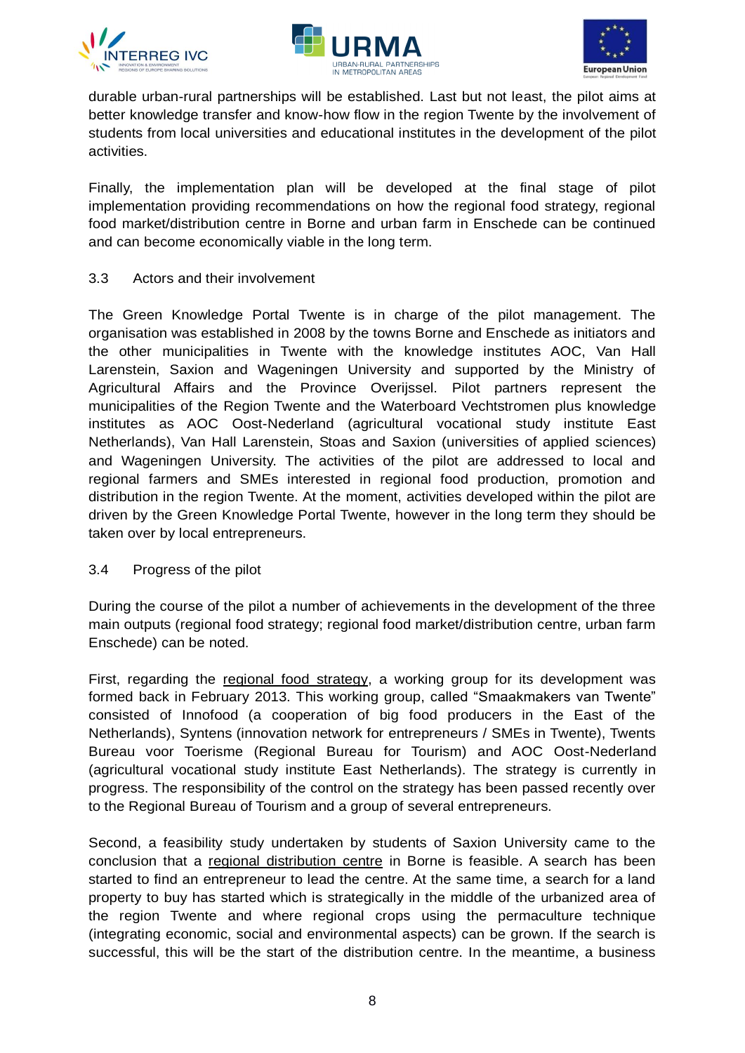durable urban-rural partnerships will be established. Last but not least, the pilot aims at better knowledge transfer and know-how flow in the region Twente by the involvement of students from local universities and educational institutes in the development of the pilot activities.

Finally, the implementation plan will be developed at the final stage of pilot implementation providing recommendations on how the regional food strategy, regional food market/distribution centre in Borne and urban farm in Enschede can be continued and can become economically viable in the long term.

### 3.3 Actors and their involvement

The Green Knowledge Portal Twente is in charge of the pilot management. The organisation was established in 2008 by the towns Borne and Enschede as initiators and the other municipalities in Twente with the knowledge institutes AOC, Van Hall Larenstein, Saxion and Wageningen University and supported by the Ministry of Agricultural Affairs and the Province Overijssel. Pilot partners represent the municipalities of the Region Twente and the Waterboard Vechtstromen plus knowledge institutes as AOC Oost-Nederland (agricultural vocational study institute East Netherlands), Van Hall Larenstein, Stoas and Saxion (universities of applied sciences) and Wageningen University. The activities of the pilot are addressed to local and regional farmers and SMEs interested in regional food production, promotion and distribution in the region Twente. At the moment, activities developed within the pilot are driven by the Green Knowledge Portal Twente, however in the long term they should be taken over by local entrepreneurs.

### 3.4 Progress of the pilot

During the course of the pilot a number of achievements in the development of the three main outputs (regional food strategy; regional food market/distribution centre, urban farm Enschede) can be noted.

First, regarding the regional food strategy, a working group for its development was formed back in February 2013. This working group, called "Smaakmakers van Twente" consisted of Innofood (a cooperation of big food producers in the East of the Netherlands), Syntens (innovation network for entrepreneurs / SMEs in Twente), Twents Bureau voor Toerisme (Regional Bureau for Tourism) and AOC Oost-Nederland (agricultural vocational study institute East Netherlands). The strategy is currently in progress. The responsibility of the control on the strategy has been passed recently over to the Regional Bureau of Tourism and a group of several entrepreneurs.

Second, a feasibility study undertaken by students of Saxion University came to the conclusion that a regional distribution centre in Borne is feasible. A search has been started to find an entrepreneur to lead the centre. At the same time, a search for a land property to buy has started which is strategically in the middle of the urbanized area of the region Twente and where regional crops using the permaculture technique (integrating economic, social and environmental aspects) can be grown. If the search is successful, this will be the start of the distribution centre. In the meantime, a business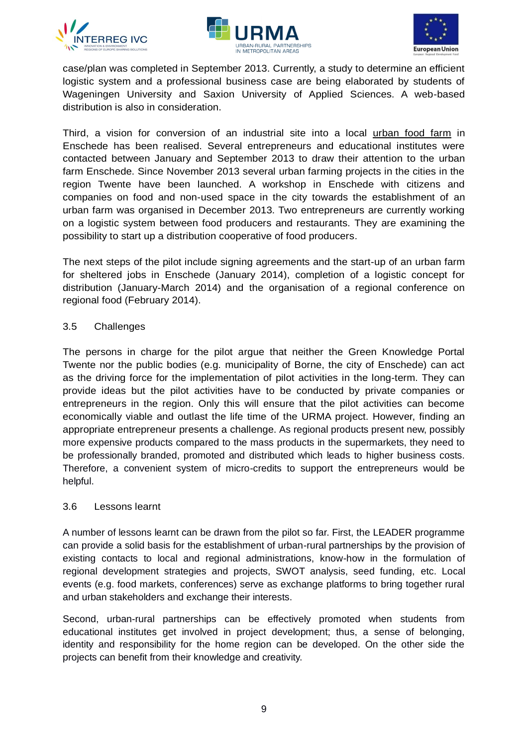case/plan was completed in September 2013. Currently, a study to determine an efficient logistic system and a professional business case are being elaborated by students of Wageningen University and Saxion University of Applied Sciences. A web-based distribution is also in consideration.

Third, a vision for conversion of an industrial site into a local urban food farm in Enschede has been realised. Several entrepreneurs and educational institutes were contacted between January and September 2013 to draw their attention to the urban farm Enschede. Since November 2013 several urban farming projects in the cities in the region Twente have been launched. A workshop in Enschede with citizens and companies on food and non-used space in the city towards the establishment of an urban farm was organised in December 2013. Two entrepreneurs are currently working on a logistic system between food producers and restaurants. They are examining the possibility to start up a distribution cooperative of food producers.

The next steps of the pilot include signing agreements and the start-up of an urban farm for sheltered jobs in Enschede (January 2014), completion of a logistic concept for distribution (January-March 2014) and the organisation of a regional conference on regional food (February 2014).

### 3.5 Challenges

The persons in charge for the pilot argue that neither the Green Knowledge Portal Twente nor the public bodies (e.g. municipality of Borne, the city of Enschede) can act as the driving force for the implementation of pilot activities in the long-term. They can provide ideas but the pilot activities have to be conducted by private companies or entrepreneurs in the region. Only this will ensure that the pilot activities can become economically viable and outlast the life time of the URMA project. However, finding an appropriate entrepreneur presents a challenge. As regional products present new, possibly more expensive products compared to the mass products in the supermarkets, they need to be professionally branded, promoted and distributed which leads to higher business costs. Therefore, a convenient system of micro-credits to support the entrepreneurs would be helpful.

### 3.6 Lessons learnt

A number of lessons learnt can be drawn from the pilot so far. First, the LEADER programme can provide a solid basis for the establishment of urban-rural partnerships by the provision of existing contacts to local and regional administrations, know-how in the formulation of regional development strategies and projects, SWOT analysis, seed funding, etc. Local events (e.g. food markets, conferences) serve as exchange platforms to bring together rural and urban stakeholders and exchange their interests.

Second, urban-rural partnerships can be effectively promoted when students from educational institutes get involved in project development; thus, a sense of belonging, identity and responsibility for the home region can be developed. On the other side the projects can benefit from their knowledge and creativity.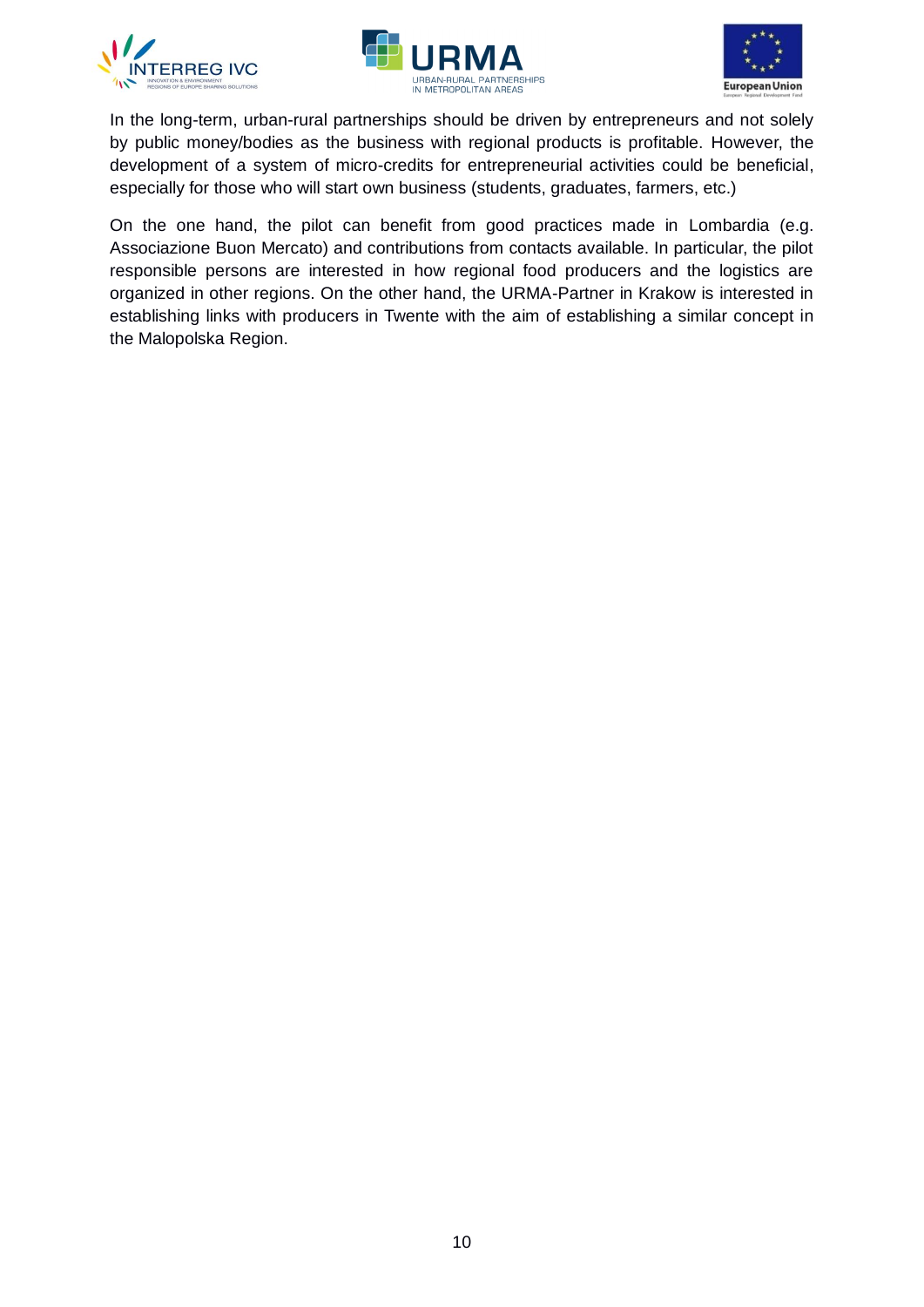In the long-term, urban-rural partnerships should be driven by entrepreneurs and not solely by public money/bodies as the business with regional products is profitable. However, the development of a system of micro-credits for entrepreneurial activities could be beneficial, especially for those who will start own business (students, graduates, farmers, etc.)

On the one hand, the pilot can benefit from good practices made in Lombardia (e.g. Associazione Buon Mercato) and contributions from contacts available. In particular, the pilot responsible persons are interested in how regional food producers and the logistics are organized in other regions. On the other hand, the URMA-Partner in Krakow is interested in establishing links with producers in Twente with the aim of establishing a similar concept in the Malopolska Region.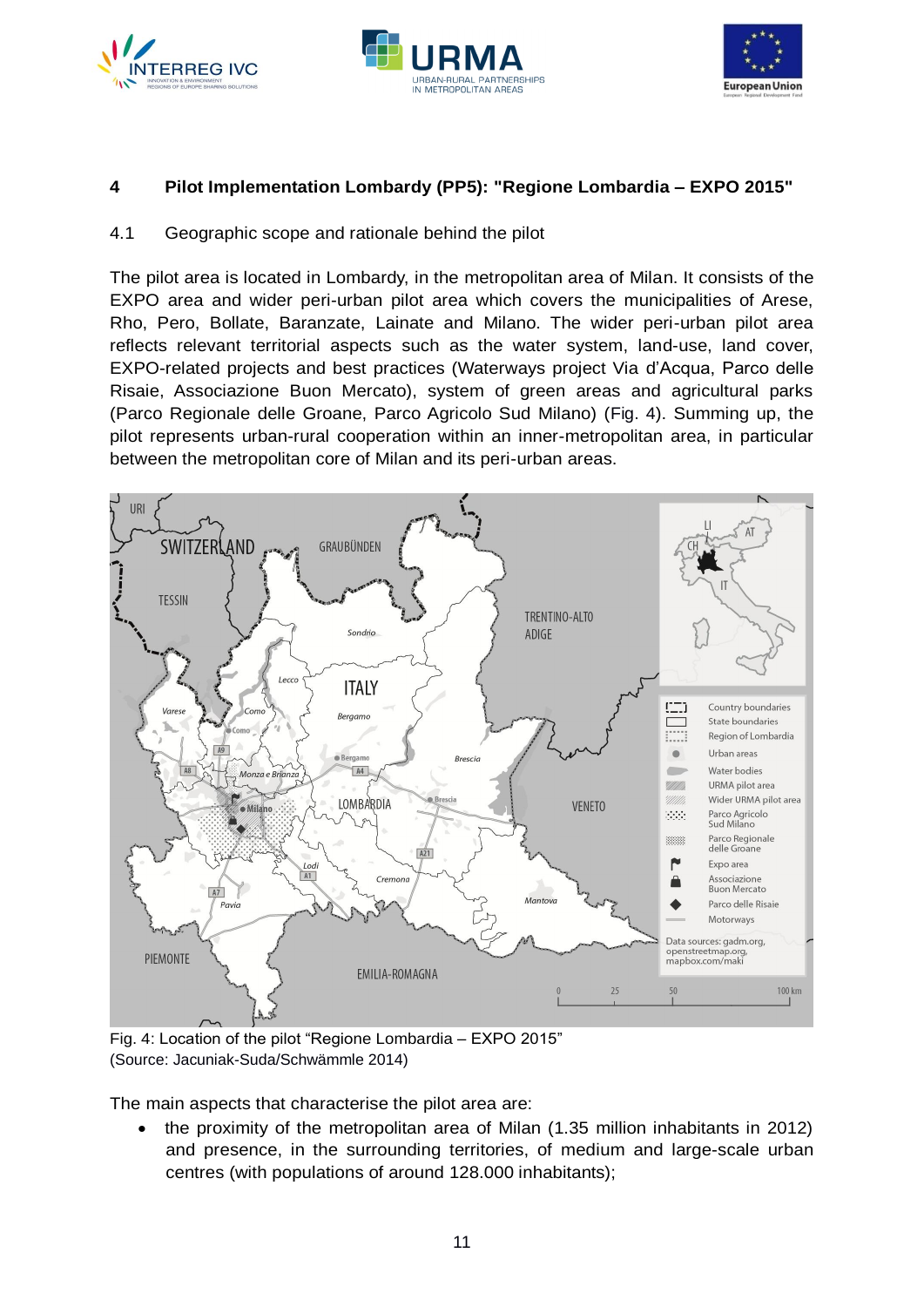# 4 Pilot Implementation Lombardy (PP5): "Regione Lombardia – EXPO 2015"

## 4.1 Geographic scope and rationale behind the pilot

The pilot area is located in Lombardy, in the metropolitan area of Milan. It consists of the EXPO area and wider peri-urban pilot area which covers the municipalities of Arese, Rho, Pero, Bollate, Baranzate, Lainate and Milano. The wider peri-urban pilot area reflects relevant territorial aspects such as the water system, land-use, land cover, EXPO-related projects and best practices (Waterways project Via d'Acqua, Parco delle Risaie, Associazione Buon Mercato), system of green areas and agricultural parks (Parco Regionale delle Groane, Parco Agricolo Sud Milano) (Fig. 4). Summing up, the pilot represents urban-rural cooperation within an inner-metropolitan area, in particular between the metropolitan core of Milan and its peri-urban areas.

Fig. 4: Location of the pilot "Regione Lombardia – EXPO 2015"
(Source: Jacuniak-Suda/Schwämmle 2014)

The main aspects that characterise the pilot area are:

- the proximity of the metropolitan area of Milan (1.35 million inhabitants in 2012) and presence, in the surrounding territories, of medium and large-scale urban centres (with populations of around 128.000 inhabitants);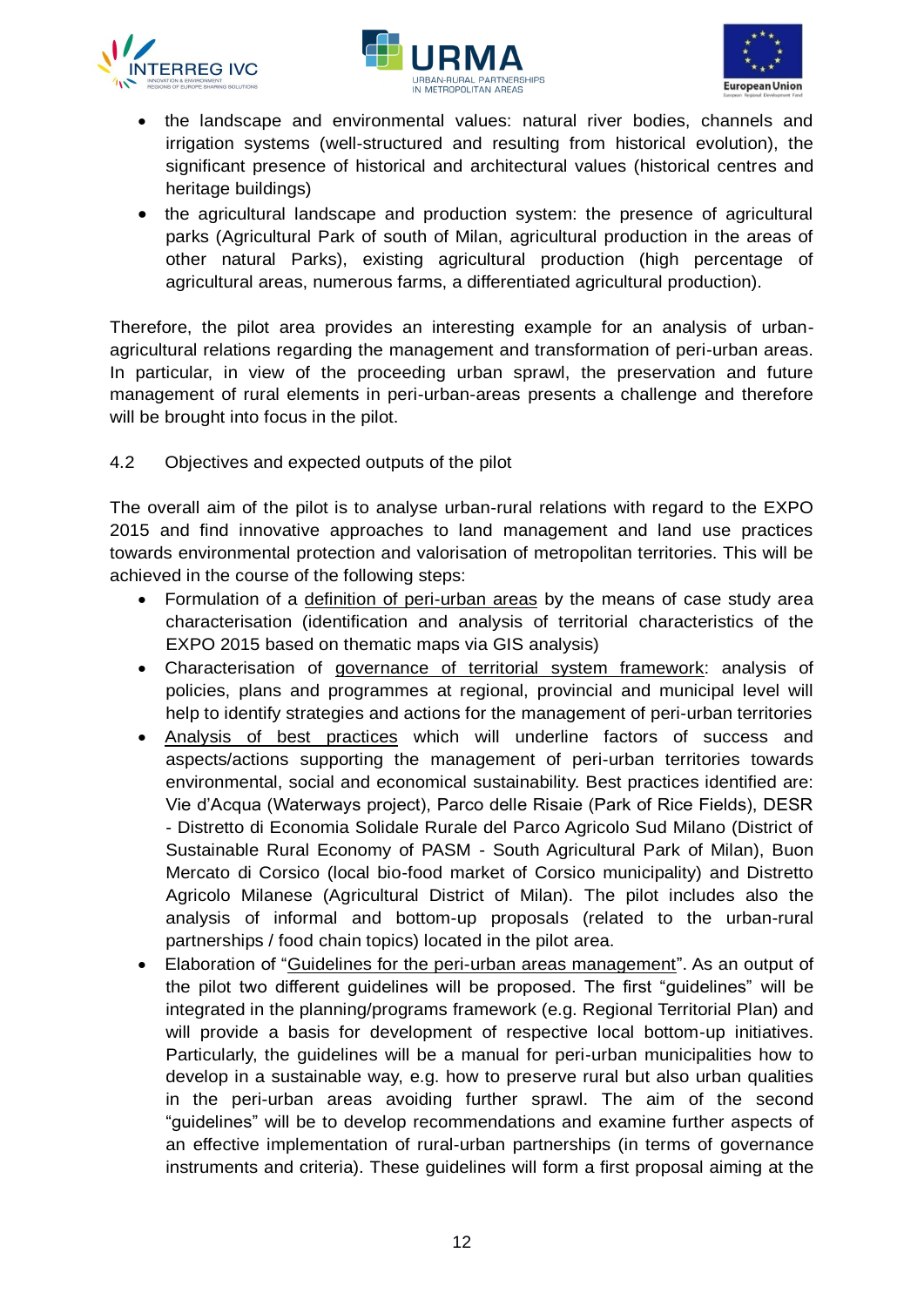- the landscape and environmental values: natural river bodies, channels and irrigation systems (well-structured and resulting from historical evolution), the significant presence of historical and architectural values (historical centres and heritage buildings)
- the agricultural landscape and production system: the presence of agricultural parks (Agricultural Park of south of Milan, agricultural production in the areas of other natural Parks), existing agricultural production (high percentage of agricultural areas, numerous farms, a differentiated agricultural production).

Therefore, the pilot area provides an interesting example for an analysis of urban-agricultural relations regarding the management and transformation of peri-urban areas. In particular, in view of the proceeding urban sprawl, the preservation and future management of rural elements in peri-urban-areas presents a challenge and therefore will be brought into focus in the pilot.

### 4.2 Objectives and expected outputs of the pilot

The overall aim of the pilot is to analyse urban-rural relations with regard to the EXPO 2015 and find innovative approaches to land management and land use practices towards environmental protection and valorisation of metropolitan territories. This will be achieved in the course of the following steps:

- Formulation of a definition of peri-urban areas by the means of case study area characterisation (identification and analysis of territorial characteristics of the EXPO 2015 based on thematic maps via GIS analysis)
- Characterisation of governance of territorial system framework: analysis of policies, plans and programmes at regional, provincial and municipal level will help to identify strategies and actions for the management of peri-urban territories
- Analysis of best practices which will underline factors of success and aspects/actions supporting the management of peri-urban territories towards environmental, social and economical sustainability. Best practices identified are: Vie d'Acqua (Waterways project), Parco delle Risaie (Park of Rice Fields), DESR - Distretto di Economia Solidale Rurale del Parco Agricolo Sud Milano (District of Sustainable Rural Economy of PASM - South Agricultural Park of Milan), Buon Mercato di Corsico (local bio-food market of Corsico municipality) and Distretto Agricolo Milanese (Agricultural District of Milan). The pilot includes also the analysis of informal and bottom-up proposals (related to the urban-rural partnerships / food chain topics) located in the pilot area.
- Elaboration of "Guidelines for the peri-urban areas management". As an output of the pilot two different guidelines will be proposed. The first "guidelines" will be integrated in the planning/programs framework (e.g. Regional Territorial Plan) and will provide a basis for development of respective local bottom-up initiatives. Particularly, the guidelines will be a manual for peri-urban municipalities how to develop in a sustainable way, e.g. how to preserve rural but also urban qualities in the peri-urban areas avoiding further sprawl. The aim of the second "guidelines" will be to develop recommendations and examine further aspects of an effective implementation of rural-urban partnerships (in terms of governance instruments and criteria). These guidelines will form a first proposal aiming at the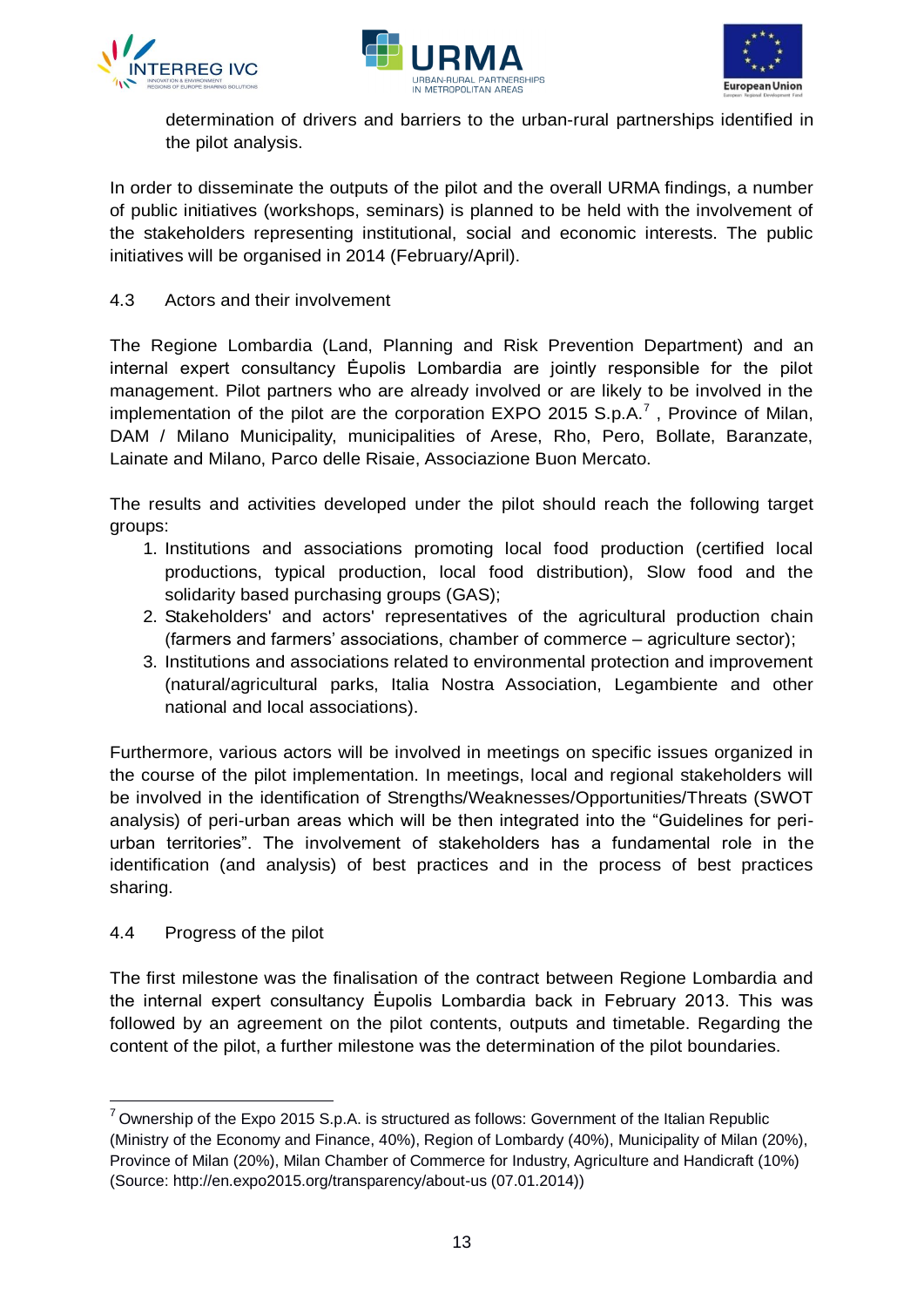determination of drivers and barriers to the urban-rural partnerships identified in the pilot analysis.

In order to disseminate the outputs of the pilot and the overall URMA findings, a number of public initiatives (workshops, seminars) is planned to be held with the involvement of the stakeholders representing institutional, social and economic interests. The public initiatives will be organised in 2014 (February/April).

### 4.3 Actors and their involvement

The Regione Lombardia (Land, Planning and Risk Prevention Department) and an internal expert consultancy Ėupolis Lombardia are jointly responsible for the pilot management. Pilot partners who are already involved or are likely to be involved in the implementation of the pilot are the corporation EXPO 2015 S.p.A.[7] , Province of Milan, DAM / Milano Municipality, municipalities of Arese, Rho, Pero, Bollate, Baranzate, Lainate and Milano, Parco delle Risaie, Associazione Buon Mercato.

The results and activities developed under the pilot should reach the following target groups:

1. Institutions and associations promoting local food production (certified local productions, typical production, local food distribution), Slow food and the solidarity based purchasing groups (GAS);
2. Stakeholders' and actors' representatives of the agricultural production chain (farmers and farmers' associations, chamber of commerce – agriculture sector);
3. Institutions and associations related to environmental protection and improvement (natural/agricultural parks, Italia Nostra Association, Legambiente and other national and local associations).

Furthermore, various actors will be involved in meetings on specific issues organized in the course of the pilot implementation. In meetings, local and regional stakeholders will be involved in the identification of Strengths/Weaknesses/Opportunities/Threats (SWOT analysis) of peri-urban areas which will be then integrated into the "Guidelines for peri-urban territories". The involvement of stakeholders has a fundamental role in the identification (and analysis) of best practices and in the process of best practices sharing.

### 4.4 Progress of the pilot

The first milestone was the finalisation of the contract between Regione Lombardia and the internal expert consultancy Ėupolis Lombardia back in February 2013. This was followed by an agreement on the pilot contents, outputs and timetable. Regarding the content of the pilot, a further milestone was the determination of the pilot boundaries.

---

[7] Ownership of the Expo 2015 S.p.A. is structured as follows: Government of the Italian Republic (Ministry of the Economy and Finance, 40%), Region of Lombardy (40%), Municipality of Milan (20%), Province of Milan (20%), Milan Chamber of Commerce for Industry, Agriculture and Handicraft (10%) (Source: http://en.expo2015.org/transparency/about-us (07.01.2014))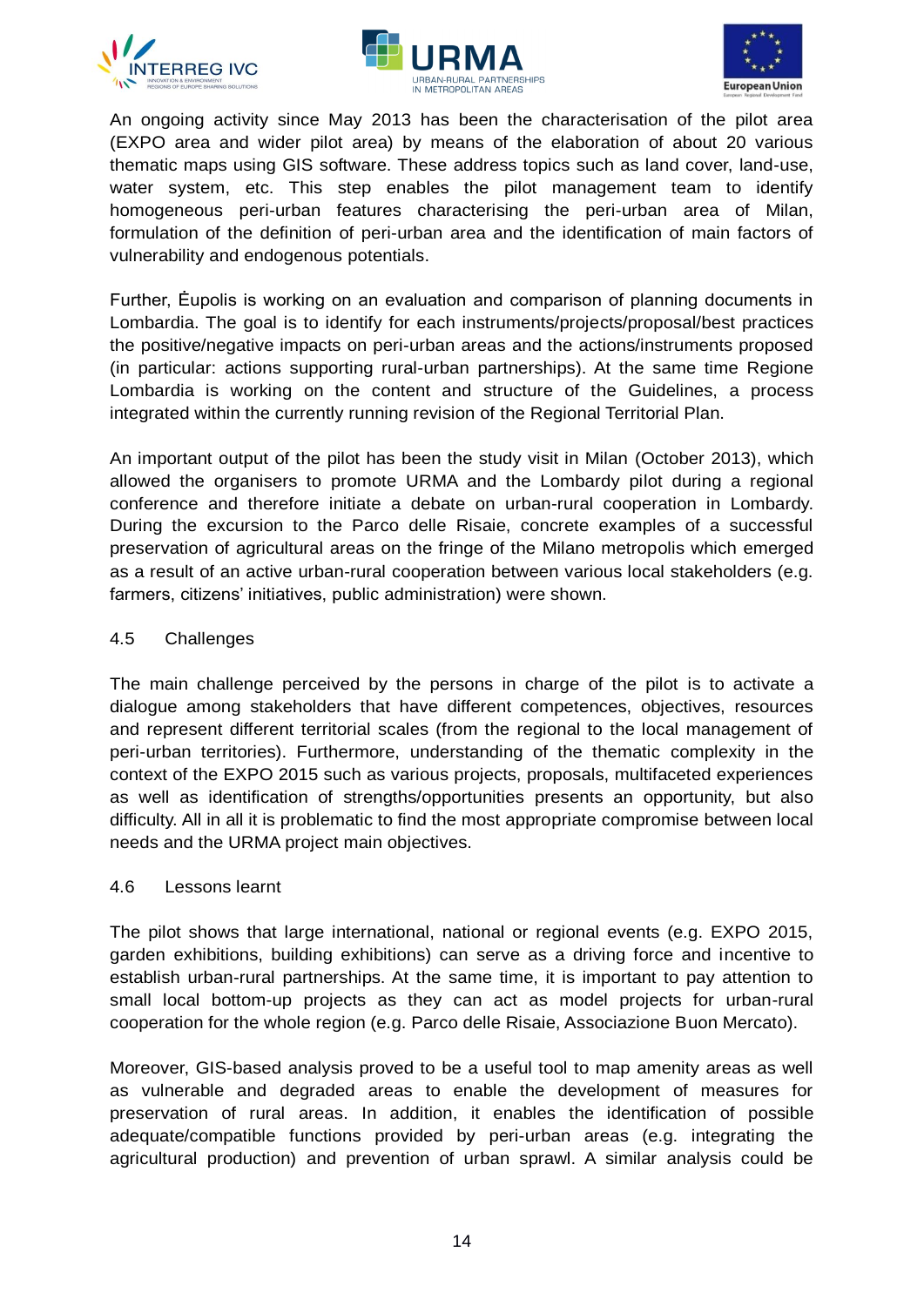An ongoing activity since May 2013 has been the characterisation of the pilot area (EXPO area and wider pilot area) by means of the elaboration of about 20 various thematic maps using GIS software. These address topics such as land cover, land-use, water system, etc. This step enables the pilot management team to identify homogeneous peri-urban features characterising the peri-urban area of Milan, formulation of the definition of peri-urban area and the identification of main factors of vulnerability and endogenous potentials.

Further, Ėupolis is working on an evaluation and comparison of planning documents in Lombardia. The goal is to identify for each instruments/projects/proposal/best practices the positive/negative impacts on peri-urban areas and the actions/instruments proposed (in particular: actions supporting rural-urban partnerships). At the same time Regione Lombardia is working on the content and structure of the Guidelines, a process integrated within the currently running revision of the Regional Territorial Plan.

An important output of the pilot has been the study visit in Milan (October 2013), which allowed the organisers to promote URMA and the Lombardy pilot during a regional conference and therefore initiate a debate on urban-rural cooperation in Lombardy. During the excursion to the Parco delle Risaie, concrete examples of a successful preservation of agricultural areas on the fringe of the Milano metropolis which emerged as a result of an active urban-rural cooperation between various local stakeholders (e.g. farmers, citizens' initiatives, public administration) were shown.

## 4.5 Challenges

The main challenge perceived by the persons in charge of the pilot is to activate a dialogue among stakeholders that have different competences, objectives, resources and represent different territorial scales (from the regional to the local management of peri-urban territories). Furthermore, understanding of the thematic complexity in the context of the EXPO 2015 such as various projects, proposals, multifaceted experiences as well as identification of strengths/opportunities presents an opportunity, but also difficulty. All in all it is problematic to find the most appropriate compromise between local needs and the URMA project main objectives.

## 4.6 Lessons learnt

The pilot shows that large international, national or regional events (e.g. EXPO 2015, garden exhibitions, building exhibitions) can serve as a driving force and incentive to establish urban-rural partnerships. At the same time, it is important to pay attention to small local bottom-up projects as they can act as model projects for urban-rural cooperation for the whole region (e.g. Parco delle Risaie, Associazione Buon Mercato).

Moreover, GIS-based analysis proved to be a useful tool to map amenity areas as well as vulnerable and degraded areas to enable the development of measures for preservation of rural areas. In addition, it enables the identification of possible adequate/compatible functions provided by peri-urban areas (e.g. integrating the agricultural production) and prevention of urban sprawl. A similar analysis could be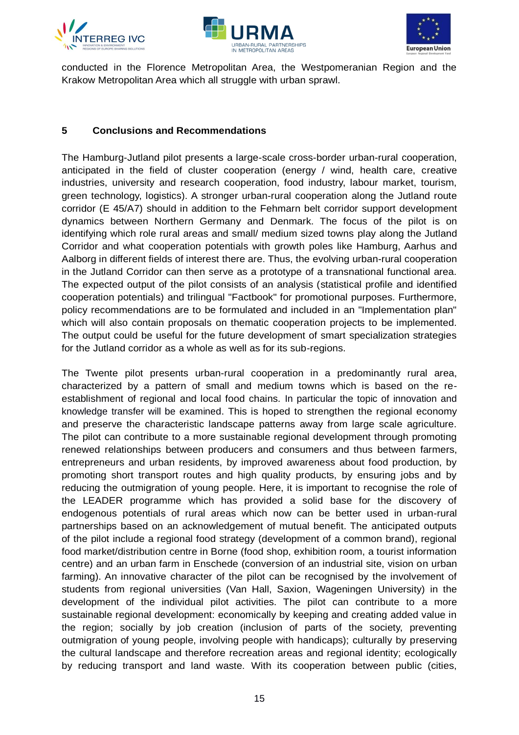conducted in the Florence Metropolitan Area, the Westpomeranian Region and the Krakow Metropolitan Area which all struggle with urban sprawl.

## 5 Conclusions and Recommendations

The Hamburg-Jutland pilot presents a large-scale cross-border urban-rural cooperation, anticipated in the field of cluster cooperation (energy / wind, health care, creative industries, university and research cooperation, food industry, labour market, tourism, green technology, logistics). A stronger urban-rural cooperation along the Jutland route corridor (E 45/A7) should in addition to the Fehmarn belt corridor support development dynamics between Northern Germany and Denmark. The focus of the pilot is on identifying which role rural areas and small/ medium sized towns play along the Jutland Corridor and what cooperation potentials with growth poles like Hamburg, Aarhus and Aalborg in different fields of interest there are. Thus, the evolving urban-rural cooperation in the Jutland Corridor can then serve as a prototype of a transnational functional area. The expected output of the pilot consists of an analysis (statistical profile and identified cooperation potentials) and trilingual "Factbook" for promotional purposes. Furthermore, policy recommendations are to be formulated and included in an "Implementation plan" which will also contain proposals on thematic cooperation projects to be implemented. The output could be useful for the future development of smart specialization strategies for the Jutland corridor as a whole as well as for its sub-regions.

The Twente pilot presents urban-rural cooperation in a predominantly rural area, characterized by a pattern of small and medium towns which is based on the re-establishment of regional and local food chains. In particular the topic of innovation and knowledge transfer will be examined. This is hoped to strengthen the regional economy and preserve the characteristic landscape patterns away from large scale agriculture. The pilot can contribute to a more sustainable regional development through promoting renewed relationships between producers and consumers and thus between farmers, entrepreneurs and urban residents, by improved awareness about food production, by promoting short transport routes and high quality products, by ensuring jobs and by reducing the outmigration of young people. Here, it is important to recognise the role of the LEADER programme which has provided a solid base for the discovery of endogenous potentials of rural areas which now can be better used in urban-rural partnerships based on an acknowledgement of mutual benefit. The anticipated outputs of the pilot include a regional food strategy (development of a common brand), regional food market/distribution centre in Borne (food shop, exhibition room, a tourist information centre) and an urban farm in Enschede (conversion of an industrial site, vision on urban farming). An innovative character of the pilot can be recognised by the involvement of students from regional universities (Van Hall, Saxion, Wageningen University) in the development of the individual pilot activities. The pilot can contribute to a more sustainable regional development: economically by keeping and creating added value in the region; socially by job creation (inclusion of parts of the society, preventing outmigration of young people, involving people with handicaps); culturally by preserving the cultural landscape and therefore recreation areas and regional identity; ecologically by reducing transport and land waste. With its cooperation between public (cities,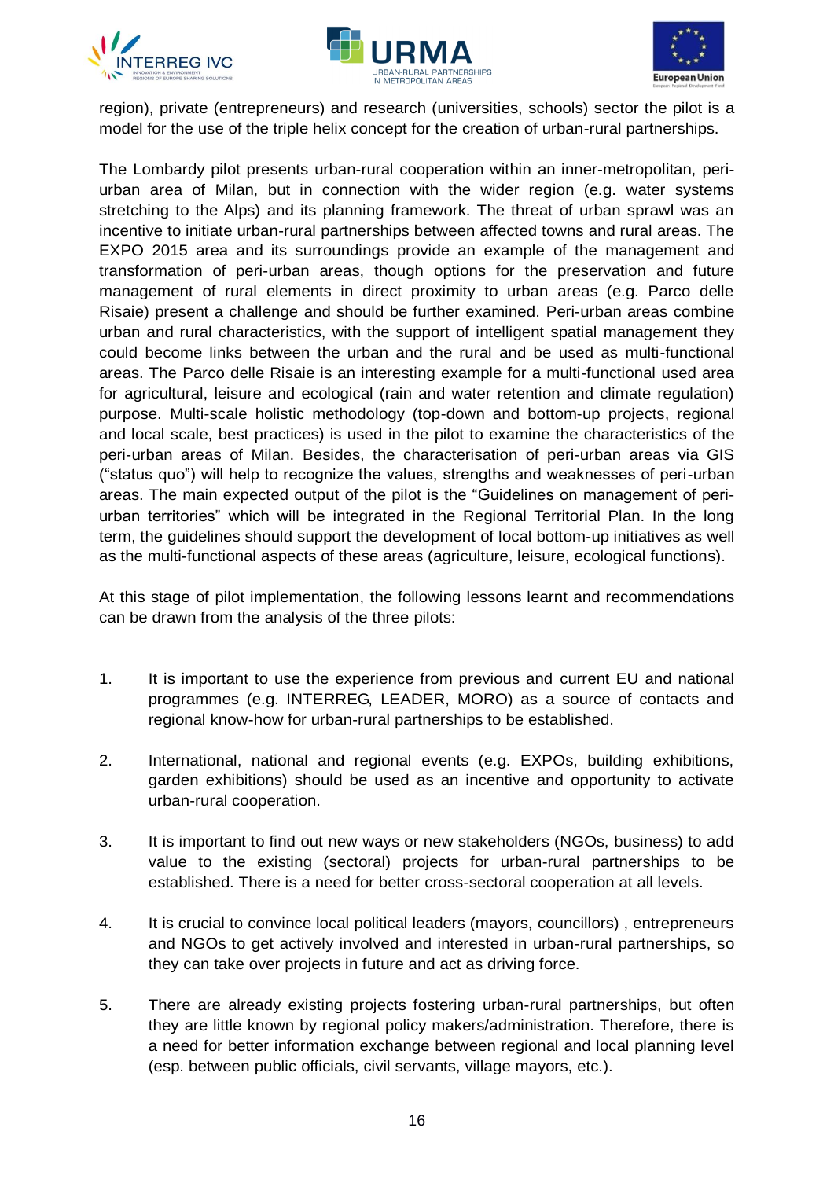region), private (entrepreneurs) and research (universities, schools) sector the pilot is a model for the use of the triple helix concept for the creation of urban-rural partnerships.

The Lombardy pilot presents urban-rural cooperation within an inner-metropolitan, peri-urban area of Milan, but in connection with the wider region (e.g. water systems stretching to the Alps) and its planning framework. The threat of urban sprawl was an incentive to initiate urban-rural partnerships between affected towns and rural areas. The EXPO 2015 area and its surroundings provide an example of the management and transformation of peri-urban areas, though options for the preservation and future management of rural elements in direct proximity to urban areas (e.g. Parco delle Risaie) present a challenge and should be further examined. Peri-urban areas combine urban and rural characteristics, with the support of intelligent spatial management they could become links between the urban and the rural and be used as multi-functional areas. The Parco delle Risaie is an interesting example for a multi-functional used area for agricultural, leisure and ecological (rain and water retention and climate regulation) purpose. Multi-scale holistic methodology (top-down and bottom-up projects, regional and local scale, best practices) is used in the pilot to examine the characteristics of the peri-urban areas of Milan. Besides, the characterisation of peri-urban areas via GIS ("status quo") will help to recognize the values, strengths and weaknesses of peri-urban areas. The main expected output of the pilot is the "Guidelines on management of peri-urban territories" which will be integrated in the Regional Territorial Plan. In the long term, the guidelines should support the development of local bottom-up initiatives as well as the multi-functional aspects of these areas (agriculture, leisure, ecological functions).

At this stage of pilot implementation, the following lessons learnt and recommendations can be drawn from the analysis of the three pilots:

1. It is important to use the experience from previous and current EU and national programmes (e.g. INTERREG, LEADER, MORO) as a source of contacts and regional know-how for urban-rural partnerships to be established.

2. International, national and regional events (e.g. EXPOs, building exhibitions, garden exhibitions) should be used as an incentive and opportunity to activate urban-rural cooperation.

3. It is important to find out new ways or new stakeholders (NGOs, business) to add value to the existing (sectoral) projects for urban-rural partnerships to be established. There is a need for better cross-sectoral cooperation at all levels.

4. It is crucial to convince local political leaders (mayors, councillors) , entrepreneurs and NGOs to get actively involved and interested in urban-rural partnerships, so they can take over projects in future and act as driving force.

5. There are already existing projects fostering urban-rural partnerships, but often they are little known by regional policy makers/administration. Therefore, there is a need for better information exchange between regional and local planning level (esp. between public officials, civil servants, village mayors, etc.).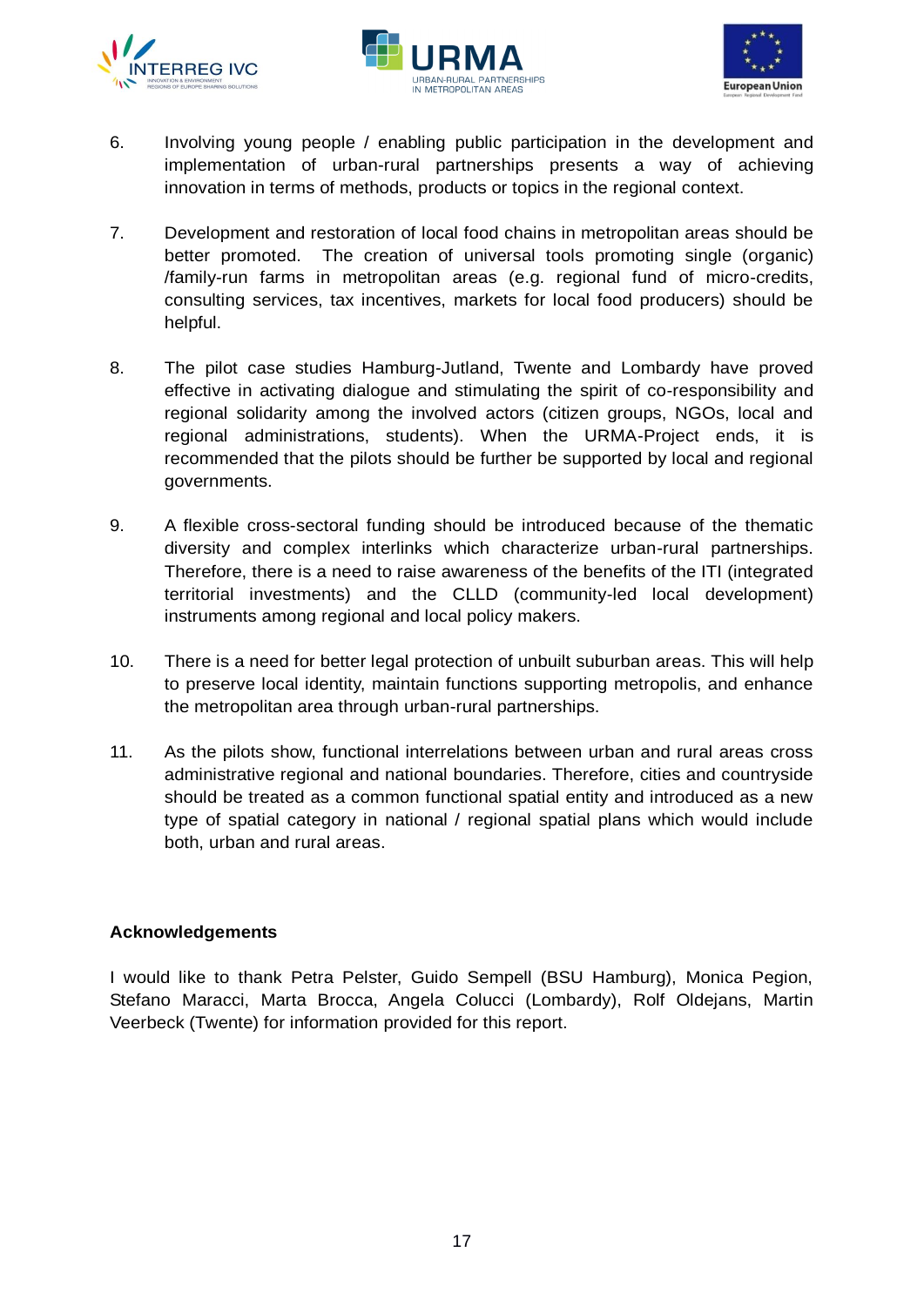6. Involving young people / enabling public participation in the development and implementation of urban-rural partnerships presents a way of achieving innovation in terms of methods, products or topics in the regional context.

7. Development and restoration of local food chains in metropolitan areas should be better promoted. The creation of universal tools promoting single (organic) /family-run farms in metropolitan areas (e.g. regional fund of micro-credits, consulting services, tax incentives, markets for local food producers) should be helpful.

8. The pilot case studies Hamburg-Jutland, Twente and Lombardy have proved effective in activating dialogue and stimulating the spirit of co-responsibility and regional solidarity among the involved actors (citizen groups, NGOs, local and regional administrations, students). When the URMA-Project ends, it is recommended that the pilots should be further be supported by local and regional governments.

9. A flexible cross-sectoral funding should be introduced because of the thematic diversity and complex interlinks which characterize urban-rural partnerships. Therefore, there is a need to raise awareness of the benefits of the ITI (integrated territorial investments) and the CLLD (community-led local development) instruments among regional and local policy makers.

10. There is a need for better legal protection of unbuilt suburban areas. This will help to preserve local identity, maintain functions supporting metropolis, and enhance the metropolitan area through urban-rural partnerships.

11. As the pilots show, functional interrelations between urban and rural areas cross administrative regional and national boundaries. Therefore, cities and countryside should be treated as a common functional spatial entity and introduced as a new type of spatial category in national / regional spatial plans which would include both, urban and rural areas.

**Acknowledgements**

I would like to thank Petra Pelster, Guido Sempell (BSU Hamburg), Monica Pegion, Stefano Maracci, Marta Brocca, Angela Colucci (Lombardy), Rolf Oldejans, Martin Veerbeck (Twente) for information provided for this report.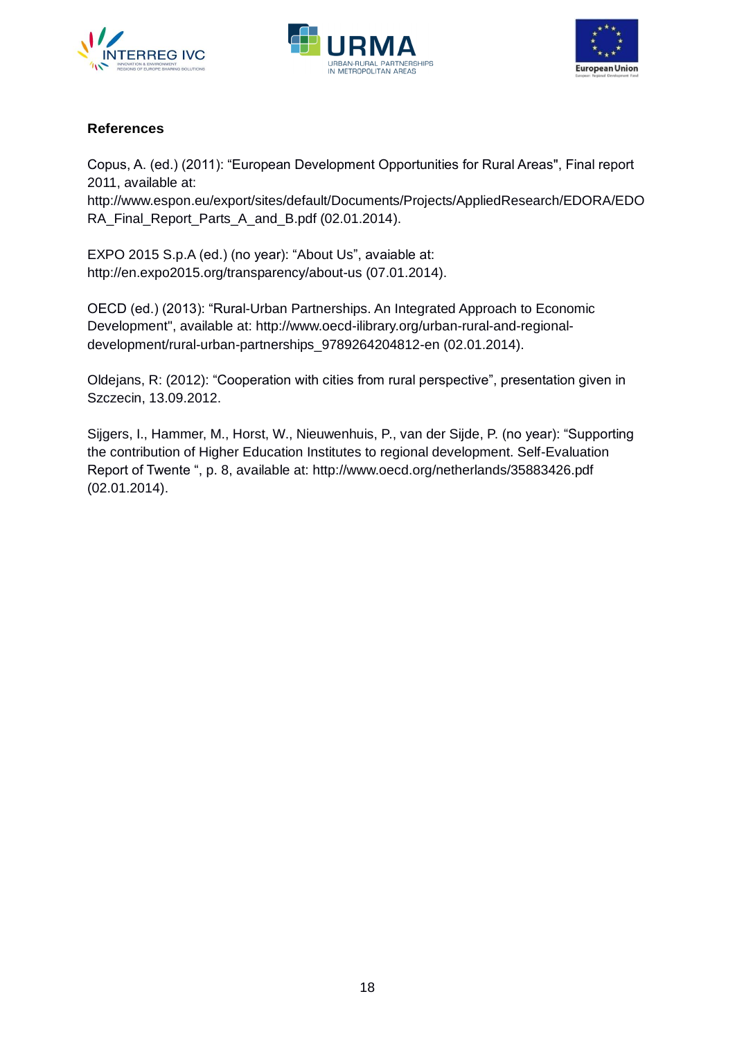**References**

Copus, A. (ed.) (2011): "European Development Opportunities for Rural Areas", Final report 2011, available at: http://www.espon.eu/export/sites/default/Documents/Projects/AppliedResearch/EDORA/EDORA_Final_Report_Parts_A_and_B.pdf (02.01.2014).

EXPO 2015 S.p.A (ed.) (no year): "About Us", avaiable at: http://en.expo2015.org/transparency/about-us (07.01.2014).

OECD (ed.) (2013): "Rural-Urban Partnerships. An Integrated Approach to Economic Development", available at: http://www.oecd-ilibrary.org/urban-rural-and-regional-development/rural-urban-partnerships_9789264204812-en (02.01.2014).

Oldejans, R: (2012): "Cooperation with cities from rural perspective", presentation given in Szczecin, 13.09.2012.

Sijgers, I., Hammer, M., Horst, W., Nieuwenhuis, P., van der Sijde, P. (no year): "Supporting the contribution of Higher Education Institutes to regional development. Self-Evaluation Report of Twente ", p. 8, available at: http://www.oecd.org/netherlands/35883426.pdf (02.01.2014).